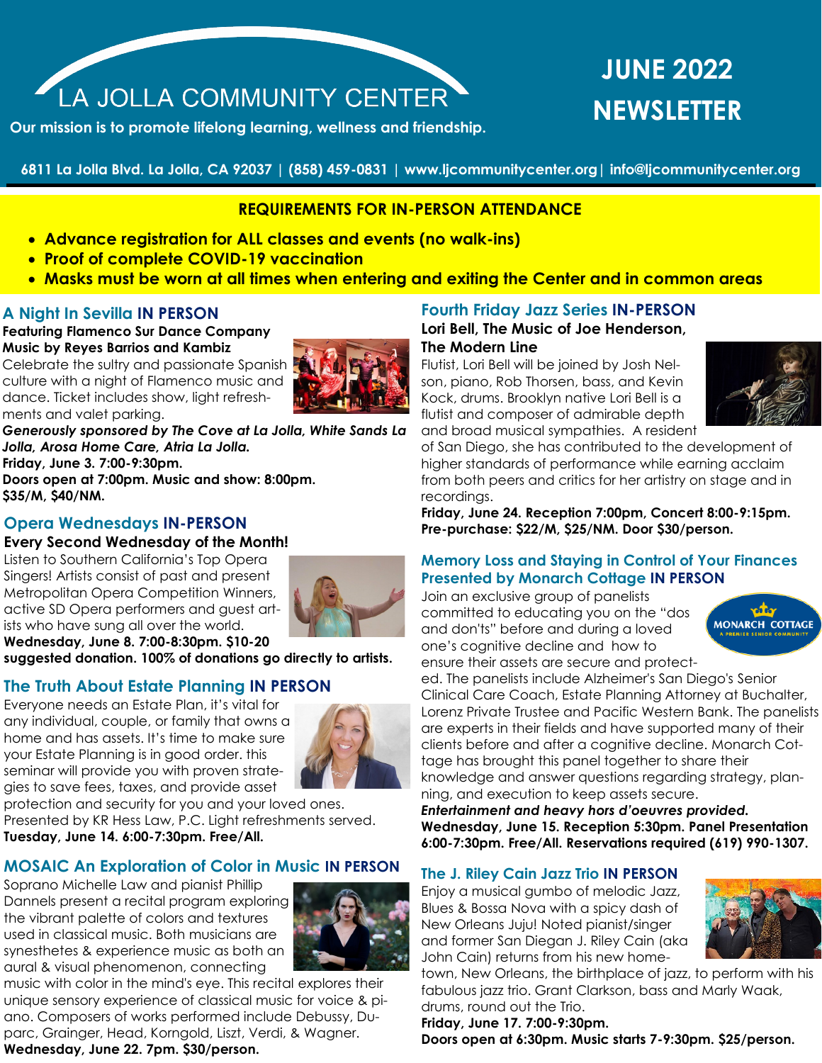# LA JOLLA COMMUNITY CENTER

**Our mission is to promote lifelong learning, wellness and friendship.**

# JUNE 2022 NEWSLETTER

**6811 La Jolla Blvd. La Jolla, CA 92037 | (858) 459-0831 | www.ljcommunitycenter.org | info@ljcommunitycenter.org**

## REQUIREMENTS FOR IN-PERSON ATTENDANCE

- **Advance registration for ALL classes and events (no walk-ins)**
- **Proof of complete COVID-19 vaccination**
- **Masks must be worn at all times when entering and exiting the Center and in common areas**

### A Night In Sevilla IN PERSON

**Featuring Flamenco Sur Dance Company**
**Music by Reyes Barrios and Kambiz**

Celebrate the sultry and passionate Spanish culture with a night of Flamenco music and dance. Ticket includes show, light refreshments and valet parking.

***Generously sponsored by The Cove at La Jolla, White Sands La Jolla, Arosa Home Care, Atria La Jolla.***

**Friday, June 3. 7:00-9:30pm.**
**Doors open at 7:00pm. Music and show: 8:00pm.**
**$35/M, $40/NM.**

### Opera Wednesdays IN-PERSON

**Every Second Wednesday of the Month!**

Listen to Southern California's Top Opera Singers! Artists consist of past and present Metropolitan Opera Competition Winners, active SD Opera performers and guest artists who have sung all over the world.

**Wednesday, June 8. 7:00-8:30pm. $10-20 suggested donation. 100% of donations go directly to artists.**

### The Truth About Estate Planning IN PERSON

Everyone needs an Estate Plan, it's vital for any individual, couple, or family that owns a home and has assets. It's time to make sure your Estate Planning is in good order. this seminar will provide you with proven strategies to save fees, taxes, and provide asset protection and security for you and your loved ones. Presented by KR Hess Law, P.C. Light refreshments served.

**Tuesday, June 14. 6:00-7:30pm. Free/All.**

### MOSAIC An Exploration of Color in Music IN PERSON

Soprano Michelle Law and pianist Phillip Dannels present a recital program exploring the vibrant palette of colors and textures used in classical music. Both musicians are synesthetes & experience music as both an aural & visual phenomenon, connecting music with color in the mind's eye. This recital explores their unique sensory experience of classical music for voice & piano. Composers of works performed include Debussy, Duparc, Grainger, Head, Korngold, Liszt, Verdi, & Wagner.

**Wednesday, June 22. 7pm. $30/person.**

### Fourth Friday Jazz Series IN-PERSON

**Lori Bell, The Music of Joe Henderson, The Modern Line**

Flutist, Lori Bell will be joined by Josh Nelson, piano, Rob Thorsen, bass, and Kevin Kock, drums. Brooklyn native Lori Bell is a flutist and composer of admirable depth and broad musical sympathies. A resident of San Diego, she has contributed to the development of higher standards of performance while earning acclaim from both peers and critics for her artistry on stage and in recordings.

**Friday, June 24. Reception 7:00pm, Concert 8:00-9:15pm.**
**Pre-purchase: $22/M, $25/NM. Door $30/person.**

### Memory Loss and Staying in Control of Your Finances Presented by Monarch Cottage IN PERSON

Join an exclusive group of panelists committed to educating you on the "dos and don'ts" before and during a loved one's cognitive decline and how to ensure their assets are secure and protected. The panelists include Alzheimer's San Diego's Senior Clinical Care Coach, Estate Planning Attorney at Buchalter, Lorenz Private Trustee and Pacific Western Bank. The panelists are experts in their fields and have supported many of their clients before and after a cognitive decline. Monarch Cottage has brought this panel together to share their knowledge and answer questions regarding strategy, planning, and execution to keep assets secure.

***Entertainment and heavy hors d'oeuvres provided.***

**Wednesday, June 15. Reception 5:30pm. Panel Presentation 6:00-7:30pm. Free/All. Reservations required (619) 990-1307.**

### The J. Riley Cain Jazz Trio IN PERSON

Enjoy a musical gumbo of melodic Jazz, Blues & Bossa Nova with a spicy dash of New Orleans Juju! Noted pianist/singer and former San Diegan J. Riley Cain (aka John Cain) returns from his new hometown, New Orleans, the birthplace of jazz, to perform with his fabulous jazz trio. Grant Clarkson, bass and Marly Waak, drums, round out the Trio.

**Friday, June 17. 7:00-9:30pm.**
**Doors open at 6:30pm. Music starts 7-9:30pm. $25/person.**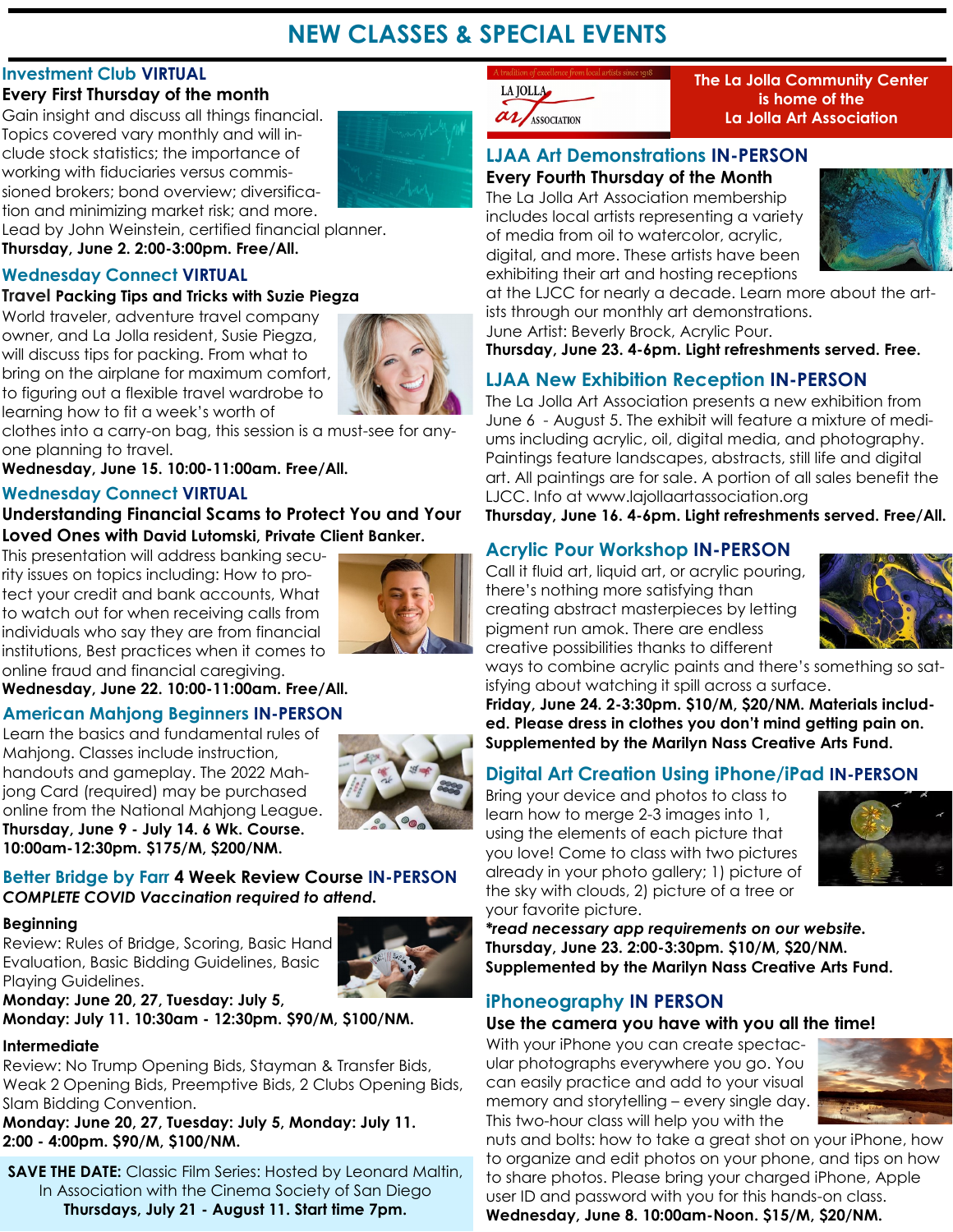# NEW CLASSES & SPECIAL EVENTS

## Investment Club VIRTUAL

**Every First Thursday of the month**

Gain insight and discuss all things financial. Topics covered vary monthly and will include stock statistics; the importance of working with fiduciaries versus commissioned brokers; bond overview; diversification and minimizing market risk; and more. Lead by John Weinstein, certified financial planner.

**Thursday, June 2. 2:00-3:00pm. Free/All.**

## Wednesday Connect VIRTUAL

**Travel Packing Tips and Tricks with Suzie Piegza**

World traveler, adventure travel company owner, and La Jolla resident, Susie Piegza, will discuss tips for packing. From what to bring on the airplane for maximum comfort, to figuring out a flexible travel wardrobe to learning how to fit a week's worth of clothes into a carry-on bag, this session is a must-see for anyone planning to travel.

**Wednesday, June 15. 10:00-11:00am. Free/All.**

## Wednesday Connect VIRTUAL

**Understanding Financial Scams to Protect You and Your Loved Ones with David Lutomski, Private Client Banker.**

This presentation will address banking security issues on topics including: How to protect your credit and bank accounts, What to watch out for when receiving calls from individuals who say they are from financial institutions, Best practices when it comes to online fraud and financial caregiving.

**Wednesday, June 22. 10:00-11:00am. Free/All.**

## American Mahjong Beginners IN-PERSON

Learn the basics and fundamental rules of Mahjong. Classes include instruction, handouts and gameplay. The 2022 Mahjong Card (required) may be purchased online from the National Mahjong League.

**Thursday, June 9 - July 14. 6 Wk. Course. 10:00am-12:30pm. $175/M, $200/NM.**

## Better Bridge by Farr 4 Week Review Course IN-PERSON

***COMPLETE COVID Vaccination required to attend.***

**Beginning**

Review: Rules of Bridge, Scoring, Basic Hand Evaluation, Basic Bidding Guidelines, Basic Playing Guidelines.

**Monday: June 20, 27, Tuesday: July 5, Monday: July 11. 10:30am - 12:30pm. $90/M, $100/NM.**

**Intermediate**

Review: No Trump Opening Bids, Stayman & Transfer Bids, Weak 2 Opening Bids, Preemptive Bids, 2 Clubs Opening Bids, Slam Bidding Convention.

**Monday: June 20, 27, Tuesday: July 5, Monday: July 11. 2:00 - 4:00pm. $90/M, $100/NM.**

**SAVE THE DATE:** Classic Film Series: Hosted by Leonard Maltin, In Association with the Cinema Society of San Diego
**Thursdays, July 21 - August 11. Start time 7pm.**

A tradition of excellence from local artists since 1918 — LA JOLLA art ASSOCIATION

**The La Jolla Community Center is home of the La Jolla Art Association**

## LJAA Art Demonstrations IN-PERSON

**Every Fourth Thursday of the Month**

The La Jolla Art Association membership includes local artists representing a variety of media from oil to watercolor, acrylic, digital, and more. These artists have been exhibiting their art and hosting receptions at the LJCC for nearly a decade. Learn more about the artists through our monthly art demonstrations.
June Artist: Beverly Brock, Acrylic Pour.

**Thursday, June 23. 4-6pm. Light refreshments served. Free.**

## LJAA New Exhibition Reception IN-PERSON

The La Jolla Art Association presents a new exhibition from June 6 - August 5. The exhibit will feature a mixture of mediums including acrylic, oil, digital media, and photography. Paintings feature landscapes, abstracts, still life and digital art. All paintings are for sale. A portion of all sales benefit the LJCC. Info at www.lajollaartassociation.org

**Thursday, June 16. 4-6pm. Light refreshments served. Free/All.**

## Acrylic Pour Workshop IN-PERSON

Call it fluid art, liquid art, or acrylic pouring, there's nothing more satisfying than creating abstract masterpieces by letting pigment run amok. There are endless creative possibilities thanks to different ways to combine acrylic paints and there's something so satisfying about watching it spill across a surface.

**Friday, June 24. 2-3:30pm. $10/M, $20/NM. Materials included. Please dress in clothes you don't mind getting pain on. Supplemented by the Marilyn Nass Creative Arts Fund.**

## Digital Art Creation Using iPhone/iPad IN-PERSON

Bring your device and photos to class to learn how to merge 2-3 images into 1, using the elements of each picture that you love! Come to class with two pictures already in your photo gallery; 1) picture of the sky with clouds, 2) picture of a tree or your favorite picture.

***read necessary app requirements on our website.***

**Thursday, June 23. 2:00-3:30pm. $10/M, $20/NM. Supplemented by the Marilyn Nass Creative Arts Fund.**

## iPhoneography IN PERSON

**Use the camera you have with you all the time!**

With your iPhone you can create spectacular photographs everywhere you go. You can easily practice and add to your visual memory and storytelling – every single day. This two-hour class will help you with the nuts and bolts: how to take a great shot on your iPhone, how to organize and edit photos on your phone, and tips on how to share photos. Please bring your charged iPhone, Apple user ID and password with you for this hands-on class.

**Wednesday, June 8. 10:00am-Noon. $15/M, $20/NM.**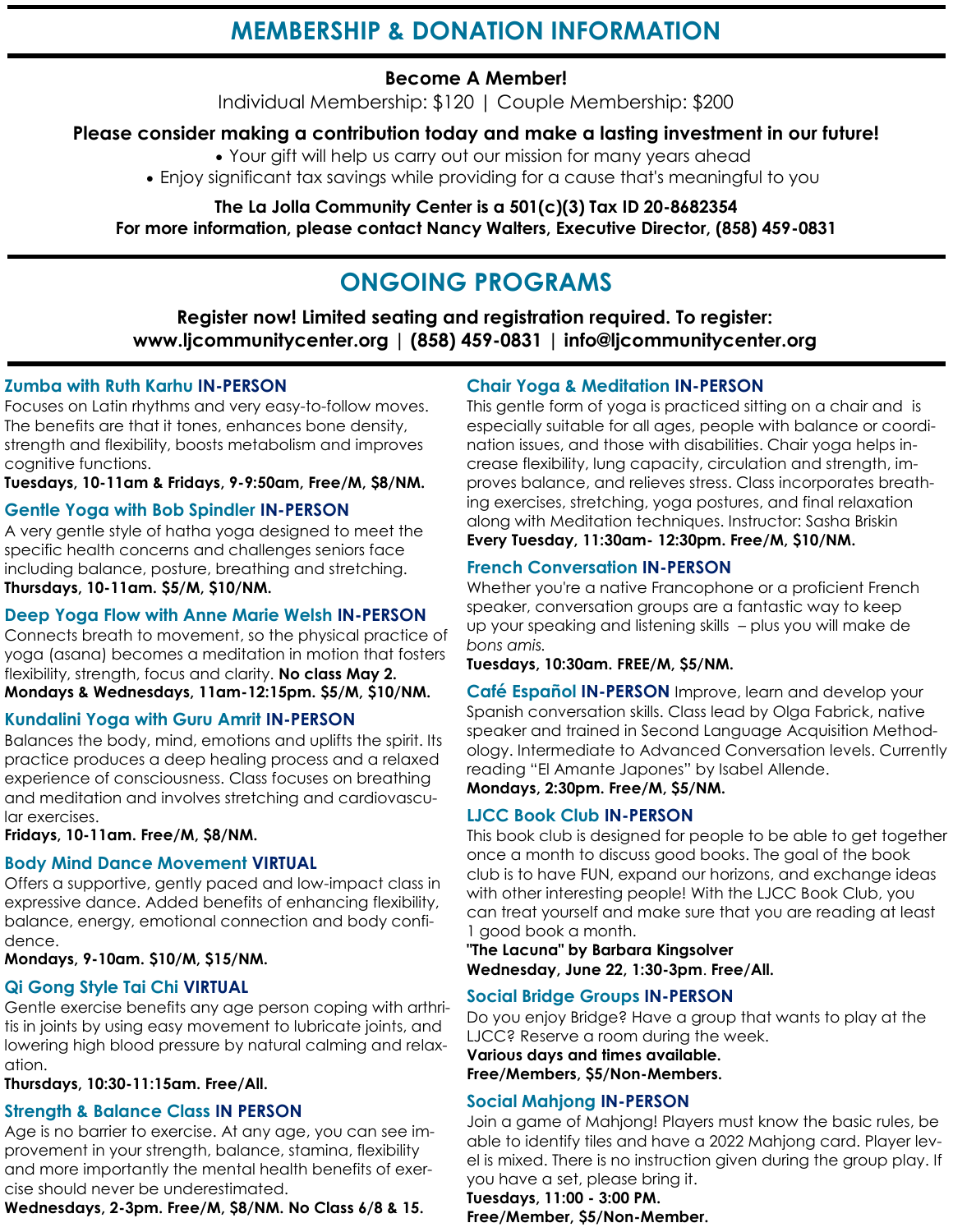## MEMBERSHIP & DONATION INFORMATION

**Become A Member!**

Individual Membership: $120 | Couple Membership: $200

**Please consider making a contribution today and make a lasting investment in our future!**

- Your gift will help us carry out our mission for many years ahead
- Enjoy significant tax savings while providing for a cause that's meaningful to you

**The La Jolla Community Center is a 501(c)(3) Tax ID 20-8682354**
**For more information, please contact Nancy Walters, Executive Director, (858) 459-0831**

## ONGOING PROGRAMS

**Register now! Limited seating and registration required. To register:**
**www.ljcommunitycenter.org | (858) 459-0831 | info@ljcommunitycenter.org**

### Zumba with Ruth Karhu IN-PERSON

Focuses on Latin rhythms and very easy-to-follow moves. The benefits are that it tones, enhances bone density, strength and flexibility, boosts metabolism and improves cognitive functions.
**Tuesdays, 10-11am & Fridays, 9-9:50am, Free/M, $8/NM.**

### Gentle Yoga with Bob Spindler IN-PERSON

A very gentle style of hatha yoga designed to meet the specific health concerns and challenges seniors face including balance, posture, breathing and stretching.
**Thursdays, 10-11am. $5/M, $10/NM.**

### Deep Yoga Flow with Anne Marie Welsh IN-PERSON

Connects breath to movement, so the physical practice of yoga (asana) becomes a meditation in motion that fosters flexibility, strength, focus and clarity. **No class May 2.**
**Mondays & Wednesdays, 11am-12:15pm. $5/M, $10/NM.**

### Kundalini Yoga with Guru Amrit IN-PERSON

Balances the body, mind, emotions and uplifts the spirit. Its practice produces a deep healing process and a relaxed experience of consciousness. Class focuses on breathing and meditation and involves stretching and cardiovascular exercises.
**Fridays, 10-11am. Free/M, $8/NM.**

### Body Mind Dance Movement VIRTUAL

Offers a supportive, gently paced and low-impact class in expressive dance. Added benefits of enhancing flexibility, balance, energy, emotional connection and body confidence.
**Mondays, 9-10am. $10/M, $15/NM.**

### Qi Gong Style Tai Chi VIRTUAL

Gentle exercise benefits any age person coping with arthritis in joints by using easy movement to lubricate joints, and lowering high blood pressure by natural calming and relaxation.
**Thursdays, 10:30-11:15am. Free/All.**

### Strength & Balance Class IN PERSON

Age is no barrier to exercise. At any age, you can see improvement in your strength, balance, stamina, flexibility and more importantly the mental health benefits of exercise should never be underestimated.
**Wednesdays, 2-3pm. Free/M, $8/NM. No Class 6/8 & 15.**

### Chair Yoga & Meditation IN-PERSON

This gentle form of yoga is practiced sitting on a chair and is especially suitable for all ages, people with balance or coordination issues, and those with disabilities. Chair yoga helps increase flexibility, lung capacity, circulation and strength, improves balance, and relieves stress. Class incorporates breathing exercises, stretching, yoga postures, and final relaxation along with Meditation techniques. Instructor: Sasha Briskin
**Every Tuesday, 11:30am- 12:30pm. Free/M, $10/NM.**

### French Conversation IN-PERSON

Whether you're a native Francophone or a proficient French speaker, conversation groups are a fantastic way to keep up your speaking and listening skills – plus you will make de *bons amis.*
**Tuesdays, 10:30am. FREE/M, $5/NM.**

### Café Español IN-PERSON

Improve, learn and develop your Spanish conversation skills. Class lead by Olga Fabrick, native speaker and trained in Second Language Acquisition Methodology. Intermediate to Advanced Conversation levels. Currently reading “El Amante Japones” by Isabel Allende.
**Mondays, 2:30pm. Free/M, $5/NM.**

### LJCC Book Club IN-PERSON

This book club is designed for people to be able to get together once a month to discuss good books. The goal of the book club is to have FUN, expand our horizons, and exchange ideas with other interesting people! With the LJCC Book Club, you can treat yourself and make sure that you are reading at least 1 good book a month.
**"The Lacuna" by Barbara Kingsolver**
**Wednesday, June 22, 1:30-3pm. Free/All.**

### Social Bridge Groups IN-PERSON

Do you enjoy Bridge? Have a group that wants to play at the LJCC? Reserve a room during the week.
**Various days and times available.**
**Free/Members, $5/Non-Members.**

### Social Mahjong IN-PERSON

Join a game of Mahjong! Players must know the basic rules, be able to identify tiles and have a 2022 Mahjong card. Player level is mixed. There is no instruction given during the group play. If you have a set, please bring it.
**Tuesdays, 11:00 - 3:00 PM.**
**Free/Member, $5/Non-Member.**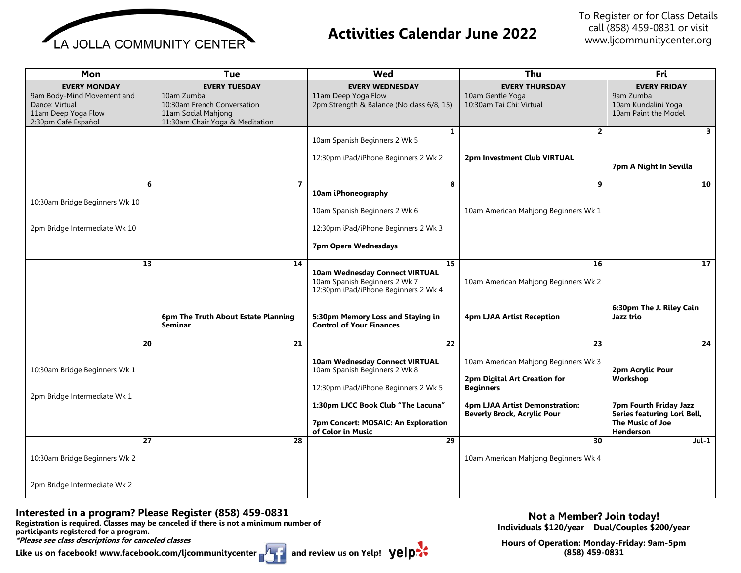LA JOLLA COMMUNITY CENTER

# Activities Calendar June 2022

To Register or for Class Details call (858) 459-0831 or visit www.ljcommunitycenter.org

| Mon | Tue | Wed | Thu | Fri |
|---|---|---|---|---|
| **EVERY MONDAY**<br>9am Body-Mind Movement and Dance: Virtual<br>11am Deep Yoga Flow<br>2:30pm Café Español | **EVERY TUESDAY**<br>10am Zumba<br>10:30am French Conversation<br>11am Social Mahjong<br>11:30am Chair Yoga & Meditation | **EVERY WEDNESDAY**<br>11am Deep Yoga Flow<br>2pm Strength & Balance (No class 6/8, 15) | **EVERY THURSDAY**<br>10am Gentle Yoga<br>10:30am Tai Chi: Virtual | **EVERY FRIDAY**<br>9am Zumba<br>10am Kundalini Yoga<br>10am Paint the Model |
| | | **1**<br>10am Spanish Beginners 2 Wk 5<br>12:30pm iPad/iPhone Beginners 2 Wk 2 | **2**<br>**2pm Investment Club VIRTUAL** | **3**<br>**7pm A Night In Sevilla** |
| **6**<br>10:30am Bridge Beginners Wk 10<br>2pm Bridge Intermediate Wk 10 | **7** | **8**<br>**10am iPhoneography**<br>10am Spanish Beginners 2 Wk 6<br>12:30pm iPad/iPhone Beginners 2 Wk 3<br>**7pm Opera Wednesdays** | **9**<br>10am American Mahjong Beginners Wk 1 | **10** |
| **13** | **14**<br>**6pm The Truth About Estate Planning Seminar** | **15**<br>**10am Wednesday Connect VIRTUAL**<br>10am Spanish Beginners 2 Wk 7<br>12:30pm iPad/iPhone Beginners 2 Wk 4<br>**5:30pm Memory Loss and Staying in Control of Your Finances** | **16**<br>10am American Mahjong Beginners Wk 2<br>**4pm LJAA Artist Reception** | **17**<br>**6:30pm The J. Riley Cain Jazz trio** |
| **20**<br>10:30am Bridge Beginners Wk 1<br>2pm Bridge Intermediate Wk 1 | **21** | **22**<br>**10am Wednesday Connect VIRTUAL**<br>10am Spanish Beginners 2 Wk 8<br>12:30pm iPad/iPhone Beginners 2 Wk 5<br>**1:30pm LJCC Book Club "The Lacuna"**<br>**7pm Concert: MOSAIC: An Exploration of Color in Music** | **23**<br>10am American Mahjong Beginners Wk 3<br>**2pm Digital Art Creation for Beginners**<br>**4pm LJAA Artist Demonstration: Beverly Brock, Acrylic Pour** | **24**<br>**2pm Acrylic Pour Workshop**<br>**7pm Fourth Friday Jazz Series featuring Lori Bell, The Music of Joe Henderson** |
| **27**<br>10:30am Bridge Beginners Wk 2<br>2pm Bridge Intermediate Wk 2 | **28** | **29** | **30**<br>10am American Mahjong Beginners Wk 4 | **Jul-1** |

## Interested in a program? Please Register (858) 459-0831

**Registration is required. Classes may be canceled if there is not a minimum number of participants registered for a program.**

***\*Please see class descriptions for canceled classes***

**Like us on facebook! www.facebook.com/ljcommunitycenter and review us on Yelp!**

## Not a Member? Join today!

**Individuals $120/year  Dual/Couples $200/year**

**Hours of Operation: Monday-Friday: 9am-5pm**
**(858) 459-0831**